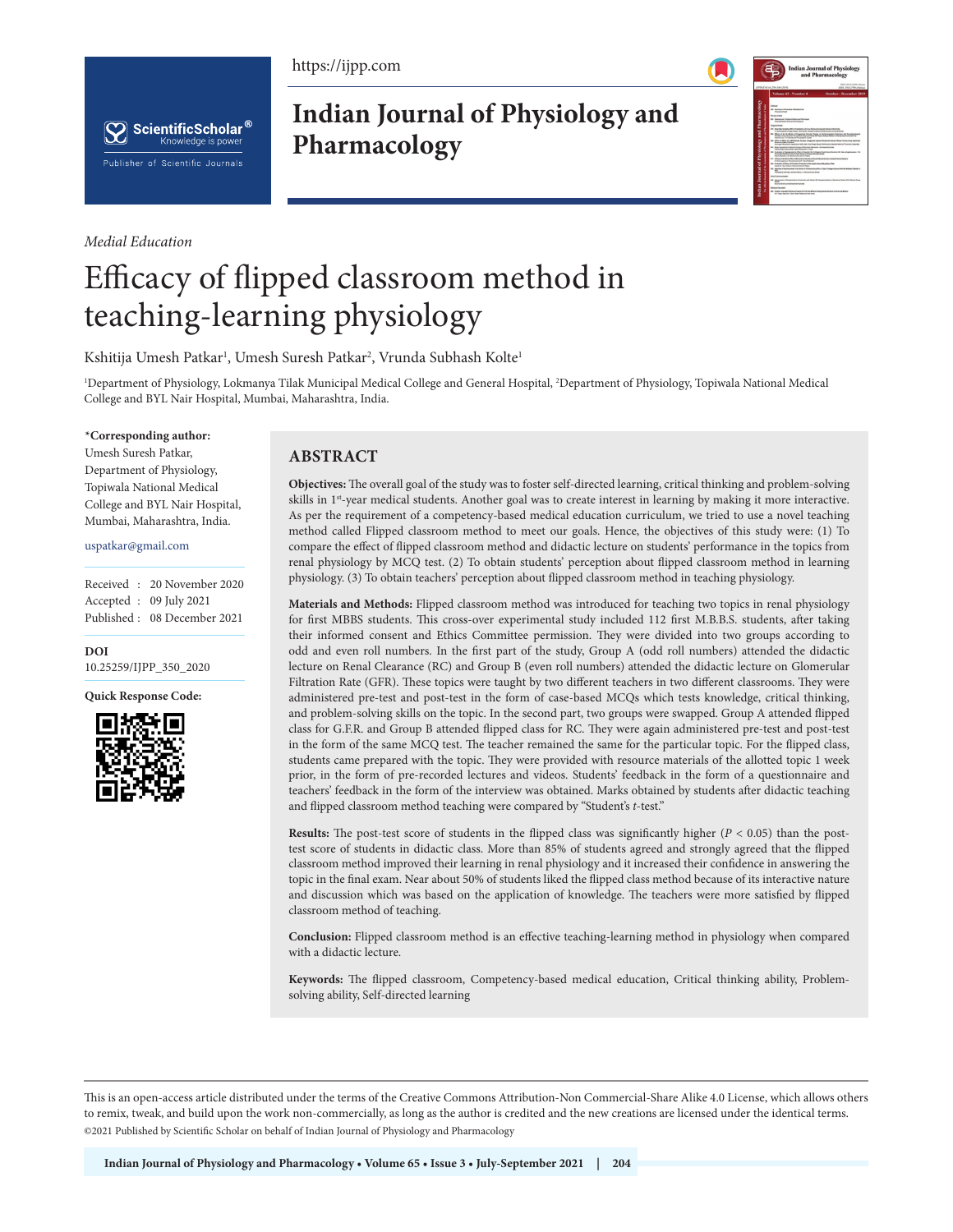*Medial Education*

# Efficacy of flipped classroom method in teaching-learning physiology

Kshitija Umesh Patkar[1], Umesh Suresh Patkar[2], Vrunda Subhash Kolte[1]

[1]Department of Physiology, Lokmanya Tilak Municipal Medical College and General Hospital, [2]Department of Physiology, Topiwala National Medical College and BYL Nair Hospital, Mumbai, Maharashtra, India.

**\*Corresponding author:**
Umesh Suresh Patkar,
Department of Physiology,
Topiwala National Medical
College and BYL Nair Hospital,
Mumbai, Maharashtra, India.

uspatkar@gmail.com

Received : 20 November 2020
Accepted : 09 July 2021
Published : 08 December 2021

**DOI**
10.25259/IJPP_350_2020

**Quick Response Code:**

## ABSTRACT

**Objectives:** The overall goal of the study was to foster self-directed learning, critical thinking and problem-solving skills in 1st-year medical students. Another goal was to create interest in learning by making it more interactive. As per the requirement of a competency-based medical education curriculum, we tried to use a novel teaching method called Flipped classroom method to meet our goals. Hence, the objectives of this study were: (1) To compare the effect of flipped classroom method and didactic lecture on students' performance in the topics from renal physiology by MCQ test. (2) To obtain students' perception about flipped classroom method in learning physiology. (3) To obtain teachers' perception about flipped classroom method in teaching physiology.

**Materials and Methods:** Flipped classroom method was introduced for teaching two topics in renal physiology for first MBBS students. This cross-over experimental study included 112 first M.B.B.S. students, after taking their informed consent and Ethics Committee permission. They were divided into two groups according to odd and even roll numbers. In the first part of the study, Group A (odd roll numbers) attended the didactic lecture on Renal Clearance (RC) and Group B (even roll numbers) attended the didactic lecture on Glomerular Filtration Rate (GFR). These topics were taught by two different teachers in two different classrooms. They were administered pre-test and post-test in the form of case-based MCQs which tests knowledge, critical thinking, and problem-solving skills on the topic. In the second part, two groups were swapped. Group A attended flipped class for G.F.R. and Group B attended flipped class for RC. They were again administered pre-test and post-test in the form of the same MCQ test. The teacher remained the same for the particular topic. For the flipped class, students came prepared with the topic. They were provided with resource materials of the allotted topic 1 week prior, in the form of pre-recorded lectures and videos. Students' feedback in the form of a questionnaire and teachers' feedback in the form of the interview was obtained. Marks obtained by students after didactic teaching and flipped classroom method teaching were compared by "Student's *t*-test."

**Results:** The post-test score of students in the flipped class was significantly higher ($P < 0.05$) than the post-test score of students in didactic class. More than 85% of students agreed and strongly agreed that the flipped classroom method improved their learning in renal physiology and it increased their confidence in answering the topic in the final exam. Near about 50% of students liked the flipped class method because of its interactive nature and discussion which was based on the application of knowledge. The teachers were more satisfied by flipped classroom method of teaching.

**Conclusion:** Flipped classroom method is an effective teaching-learning method in physiology when compared with a didactic lecture.

**Keywords:** The flipped classroom, Competency-based medical education, Critical thinking ability, Problem-solving ability, Self-directed learning

This is an open-access article distributed under the terms of the Creative Commons Attribution-Non Commercial-Share Alike 4.0 License, which allows others to remix, tweak, and build upon the work non-commercially, as long as the author is credited and the new creations are licensed under the identical terms.
©2021 Published by Scientific Scholar on behalf of Indian Journal of Physiology and Pharmacology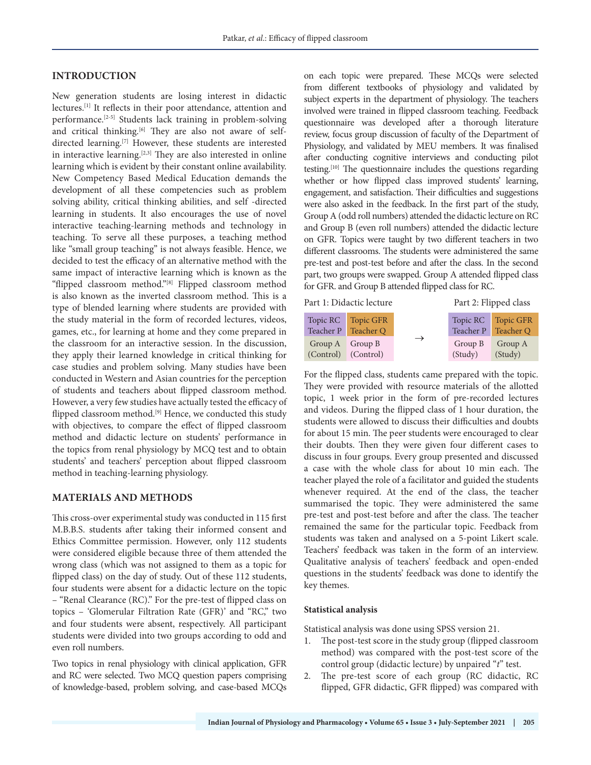## INTRODUCTION

New generation students are losing interest in didactic lectures.[1] It reflects in their poor attendance, attention and performance.[2-5] Students lack training in problem-solving and critical thinking.[6] They are also not aware of self-directed learning.[7] However, these students are interested in interactive learning.[2,3] They are also interested in online learning which is evident by their constant online availability. New Competency Based Medical Education demands the development of all these competencies such as problem solving ability, critical thinking abilities, and self -directed learning in students. It also encourages the use of novel interactive teaching-learning methods and technology in teaching. To serve all these purposes, a teaching method like "small group teaching" is not always feasible. Hence, we decided to test the efficacy of an alternative method with the same impact of interactive learning which is known as the "flipped classroom method."[8] Flipped classroom method is also known as the inverted classroom method. This is a type of blended learning where students are provided with the study material in the form of recorded lectures, videos, games, etc., for learning at home and they come prepared in the classroom for an interactive session. In the discussion, they apply their learned knowledge in critical thinking for case studies and problem solving. Many studies have been conducted in Western and Asian countries for the perception of students and teachers about flipped classroom method. However, a very few studies have actually tested the efficacy of flipped classroom method.[9] Hence, we conducted this study with objectives, to compare the effect of flipped classroom method and didactic lecture on students' performance in the topics from renal physiology by MCQ test and to obtain students' and teachers' perception about flipped classroom method in teaching-learning physiology.

## MATERIALS AND METHODS

This cross-over experimental study was conducted in 115 first M.B.B.S. students after taking their informed consent and Ethics Committee permission. However, only 112 students were considered eligible because three of them attended the wrong class (which was not assigned to them as a topic for flipped class) on the day of study. Out of these 112 students, four students were absent for a didactic lecture on the topic – "Renal Clearance (RC)." For the pre-test of flipped class on topics – 'Glomerular Filtration Rate (GFR)' and "RC," two and four students were absent, respectively. All participant students were divided into two groups according to odd and even roll numbers.

Two topics in renal physiology with clinical application, GFR and RC were selected. Two MCQ question papers comprising of knowledge-based, problem solving, and case-based MCQs on each topic were prepared. These MCQs were selected from different textbooks of physiology and validated by subject experts in the department of physiology. The teachers involved were trained in flipped classroom teaching. Feedback questionnaire was developed after a thorough literature review, focus group discussion of faculty of the Department of Physiology, and validated by MEU members. It was finalised after conducting cognitive interviews and conducting pilot testing.[10] The questionnaire includes the questions regarding whether or how flipped class improved students' learning, engagement, and satisfaction. Their difficulties and suggestions were also asked in the feedback. In the first part of the study, Group A (odd roll numbers) attended the didactic lecture on RC and Group B (even roll numbers) attended the didactic lecture on GFR. Topics were taught by two different teachers in two different classrooms. The students were administered the same pre-test and post-test before and after the class. In the second part, two groups were swapped. Group A attended flipped class for GFR. and Group B attended flipped class for RC.

| Part 1: Didactic lecture | | | Part 2: Flipped class | |
|---|---|---|---|---|
| Topic RC Teacher P | Topic GFR Teacher Q | → | Topic RC Teacher P | Topic GFR Teacher Q |
| Group A (Control) | Group B (Control) | | Group B (Study) | Group A (Study) |

For the flipped class, students came prepared with the topic. They were provided with resource materials of the allotted topic, 1 week prior in the form of pre-recorded lectures and videos. During the flipped class of 1 hour duration, the students were allowed to discuss their difficulties and doubts for about 15 min. The peer students were encouraged to clear their doubts. Then they were given four different cases to discuss in four groups. Every group presented and discussed a case with the whole class for about 10 min each. The teacher played the role of a facilitator and guided the students whenever required. At the end of the class, the teacher summarised the topic. They were administered the same pre-test and post-test before and after the class. The teacher remained the same for the particular topic. Feedback from students was taken and analysed on a 5-point Likert scale. Teachers' feedback was taken in the form of an interview. Qualitative analysis of teachers' feedback and open-ended questions in the students' feedback was done to identify the key themes.

### Statistical analysis

Statistical analysis was done using SPSS version 21.

1. The post-test score in the study group (flipped classroom method) was compared with the post-test score of the control group (didactic lecture) by unpaired "*t*" test.
2. The pre-test score of each group (RC didactic, RC flipped, GFR didactic, GFR flipped) was compared with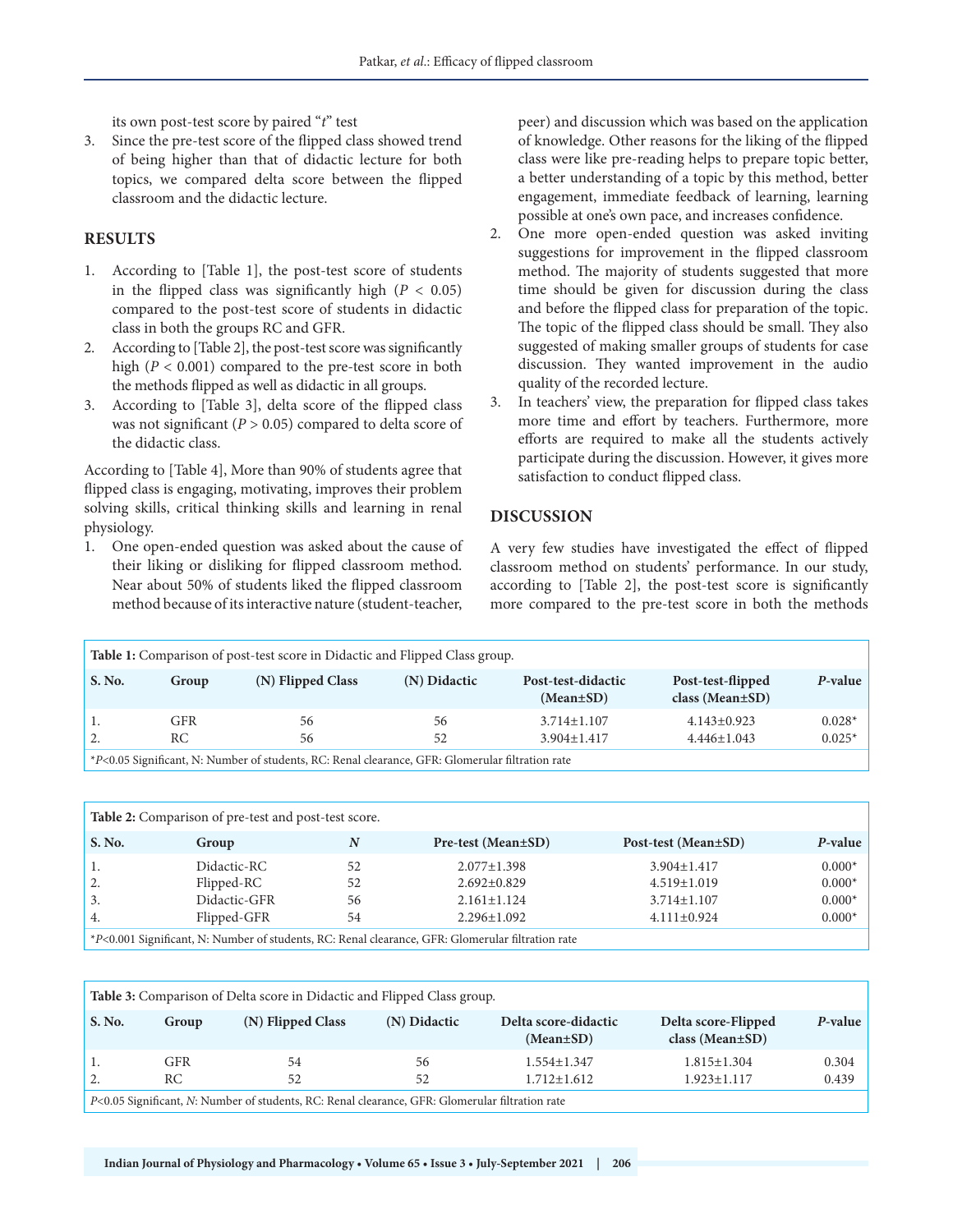its own post-test score by paired "*t*" test

3. Since the pre-test score of the flipped class showed trend of being higher than that of didactic lecture for both topics, we compared delta score between the flipped classroom and the didactic lecture.

## RESULTS

1. According to [Table 1], the post-test score of students in the flipped class was significantly high ($P < 0.05$) compared to the post-test score of students in didactic class in both the groups RC and GFR.
2. According to [Table 2], the post-test score was significantly high ($P < 0.001$) compared to the pre-test score in both the methods flipped as well as didactic in all groups.
3. According to [Table 3], delta score of the flipped class was not significant ($P > 0.05$) compared to delta score of the didactic class.

According to [Table 4], More than 90% of students agree that flipped class is engaging, motivating, improves their problem solving skills, critical thinking skills and learning in renal physiology.

1. One open-ended question was asked about the cause of their liking or disliking for flipped classroom method. Near about 50% of students liked the flipped classroom method because of its interactive nature (student-teacher, peer) and discussion which was based on the application of knowledge. Other reasons for the liking of the flipped class were like pre-reading helps to prepare topic better, a better understanding of a topic by this method, better engagement, immediate feedback of learning, learning possible at one's own pace, and increases confidence.
2. One more open-ended question was asked inviting suggestions for improvement in the flipped classroom method. The majority of students suggested that more time should be given for discussion during the class and before the flipped class for preparation of the topic. The topic of the flipped class should be small. They also suggested of making smaller groups of students for case discussion. They wanted improvement in the audio quality of the recorded lecture.
3. In teachers' view, the preparation for flipped class takes more time and effort by teachers. Furthermore, more efforts are required to make all the students actively participate during the discussion. However, it gives more satisfaction to conduct flipped class.

## DISCUSSION

A very few studies have investigated the effect of flipped classroom method on students' performance. In our study, according to [Table 2], the post-test score is significantly more compared to the pre-test score in both the methods

**Table 1:** Comparison of post-test score in Didactic and Flipped Class group.

| S. No. | Group | (N) Flipped Class | (N) Didactic | Post-test-didactic (Mean±SD) | Post-test-flipped class (Mean±SD) | *P*-value |
|---|---|---|---|---|---|---|
| 1. | GFR | 56 | 56 | 3.714±1.107 | 4.143±0.923 | 0.028* |
| 2. | RC | 56 | 52 | 3.904±1.417 | 4.446±1.043 | 0.025* |

*$P<0.05$ Significant, N: Number of students, RC: Renal clearance, GFR: Glomerular filtration rate

**Table 2:** Comparison of pre-test and post-test score.

| S. No. | Group | *N* | Pre-test (Mean±SD) | Post-test (Mean±SD) | *P*-value |
|---|---|---|---|---|---|
| 1. | Didactic-RC | 52 | 2.077±1.398 | 3.904±1.417 | 0.000* |
| 2. | Flipped-RC | 52 | 2.692±0.829 | 4.519±1.019 | 0.000* |
| 3. | Didactic-GFR | 56 | 2.161±1.124 | 3.714±1.107 | 0.000* |
| 4. | Flipped-GFR | 54 | 2.296±1.092 | 4.111±0.924 | 0.000* |

*$P<0.001$ Significant, N: Number of students, RC: Renal clearance, GFR: Glomerular filtration rate

**Table 3:** Comparison of Delta score in Didactic and Flipped Class group.

| S. No. | Group | (N) Flipped Class | (N) Didactic | Delta score-didactic (Mean±SD) | Delta score-Flipped class (Mean±SD) | *P*-value |
|---|---|---|---|---|---|---|
| 1. | GFR | 54 | 56 | 1.554±1.347 | 1.815±1.304 | 0.304 |
| 2. | RC | 52 | 52 | 1.712±1.612 | 1.923±1.117 | 0.439 |

$P<0.05$ Significant, *N*: Number of students, RC: Renal clearance, GFR: Glomerular filtration rate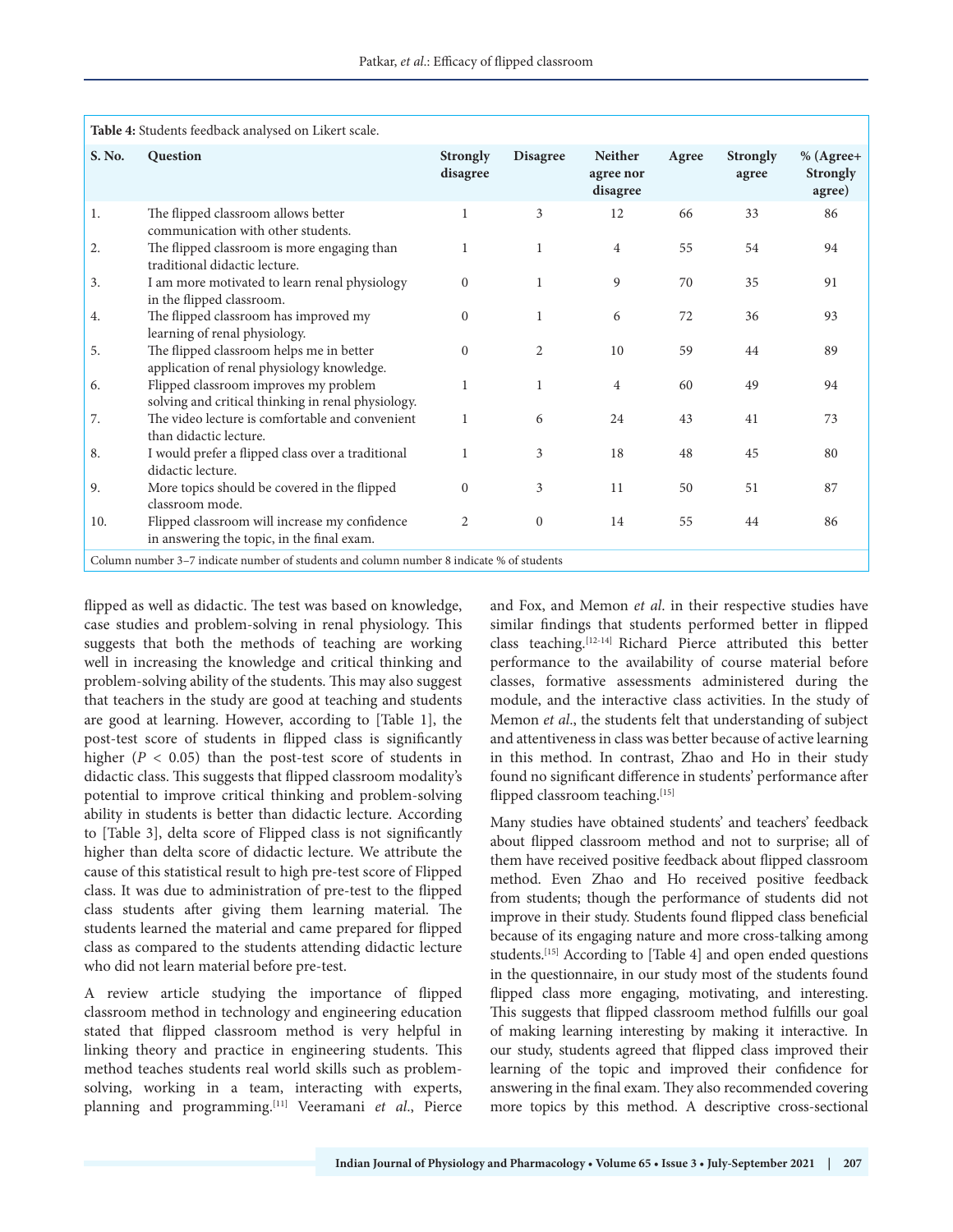**Table 4:** Students feedback analysed on Likert scale.

| S. No. | Question | Strongly disagree | Disagree | Neither agree nor disagree | Agree | Strongly agree | % (Agree+ Strongly agree) |
|---|---|---|---|---|---|---|---|
| 1. | The flipped classroom allows better communication with other students. | 1 | 3 | 12 | 66 | 33 | 86 |
| 2. | The flipped classroom is more engaging than traditional didactic lecture. | 1 | 1 | 4 | 55 | 54 | 94 |
| 3. | I am more motivated to learn renal physiology in the flipped classroom. | 0 | 1 | 9 | 70 | 35 | 91 |
| 4. | The flipped classroom has improved my learning of renal physiology. | 0 | 1 | 6 | 72 | 36 | 93 |
| 5. | The flipped classroom helps me in better application of renal physiology knowledge. | 0 | 2 | 10 | 59 | 44 | 89 |
| 6. | Flipped classroom improves my problem solving and critical thinking in renal physiology. | 1 | 1 | 4 | 60 | 49 | 94 |
| 7. | The video lecture is comfortable and convenient than didactic lecture. | 1 | 6 | 24 | 43 | 41 | 73 |
| 8. | I would prefer a flipped class over a traditional didactic lecture. | 1 | 3 | 18 | 48 | 45 | 80 |
| 9. | More topics should be covered in the flipped classroom mode. | 0 | 3 | 11 | 50 | 51 | 87 |
| 10. | Flipped classroom will increase my confidence in answering the topic, in the final exam. | 2 | 0 | 14 | 55 | 44 | 86 |

Column number 3–7 indicate number of students and column number 8 indicate % of students

flipped as well as didactic. The test was based on knowledge, case studies and problem-solving in renal physiology. This suggests that both the methods of teaching are working well in increasing the knowledge and critical thinking and problem-solving ability of the students. This may also suggest that teachers in the study are good at teaching and students are good at learning. However, according to [Table 1], the post-test score of students in flipped class is significantly higher ($P < 0.05$) than the post-test score of students in didactic class. This suggests that flipped classroom modality's potential to improve critical thinking and problem-solving ability in students is better than didactic lecture. According to [Table 3], delta score of Flipped class is not significantly higher than delta score of didactic lecture. We attribute the cause of this statistical result to high pre-test score of Flipped class. It was due to administration of pre-test to the flipped class students after giving them learning material. The students learned the material and came prepared for flipped class as compared to the students attending didactic lecture who did not learn material before pre-test.

A review article studying the importance of flipped classroom method in technology and engineering education stated that flipped classroom method is very helpful in linking theory and practice in engineering students. This method teaches students real world skills such as problem-solving, working in a team, interacting with experts, planning and programming.[11] Veeramani *et al*., Pierce and Fox, and Memon *et al*. in their respective studies have similar findings that students performed better in flipped class teaching.[12-14] Richard Pierce attributed this better performance to the availability of course material before classes, formative assessments administered during the module, and the interactive class activities. In the study of Memon *et al*., the students felt that understanding of subject and attentiveness in class was better because of active learning in this method. In contrast, Zhao and Ho in their study found no significant difference in students' performance after flipped classroom teaching.[15]

Many studies have obtained students' and teachers' feedback about flipped classroom method and not to surprise; all of them have received positive feedback about flipped classroom method. Even Zhao and Ho received positive feedback from students; though the performance of students did not improve in their study. Students found flipped class beneficial because of its engaging nature and more cross-talking among students.[15] According to [Table 4] and open ended questions in the questionnaire, in our study most of the students found flipped class more engaging, motivating, and interesting. This suggests that flipped classroom method fulfills our goal of making learning interesting by making it interactive. In our study, students agreed that flipped class improved their learning of the topic and improved their confidence for answering in the final exam. They also recommended covering more topics by this method. A descriptive cross-sectional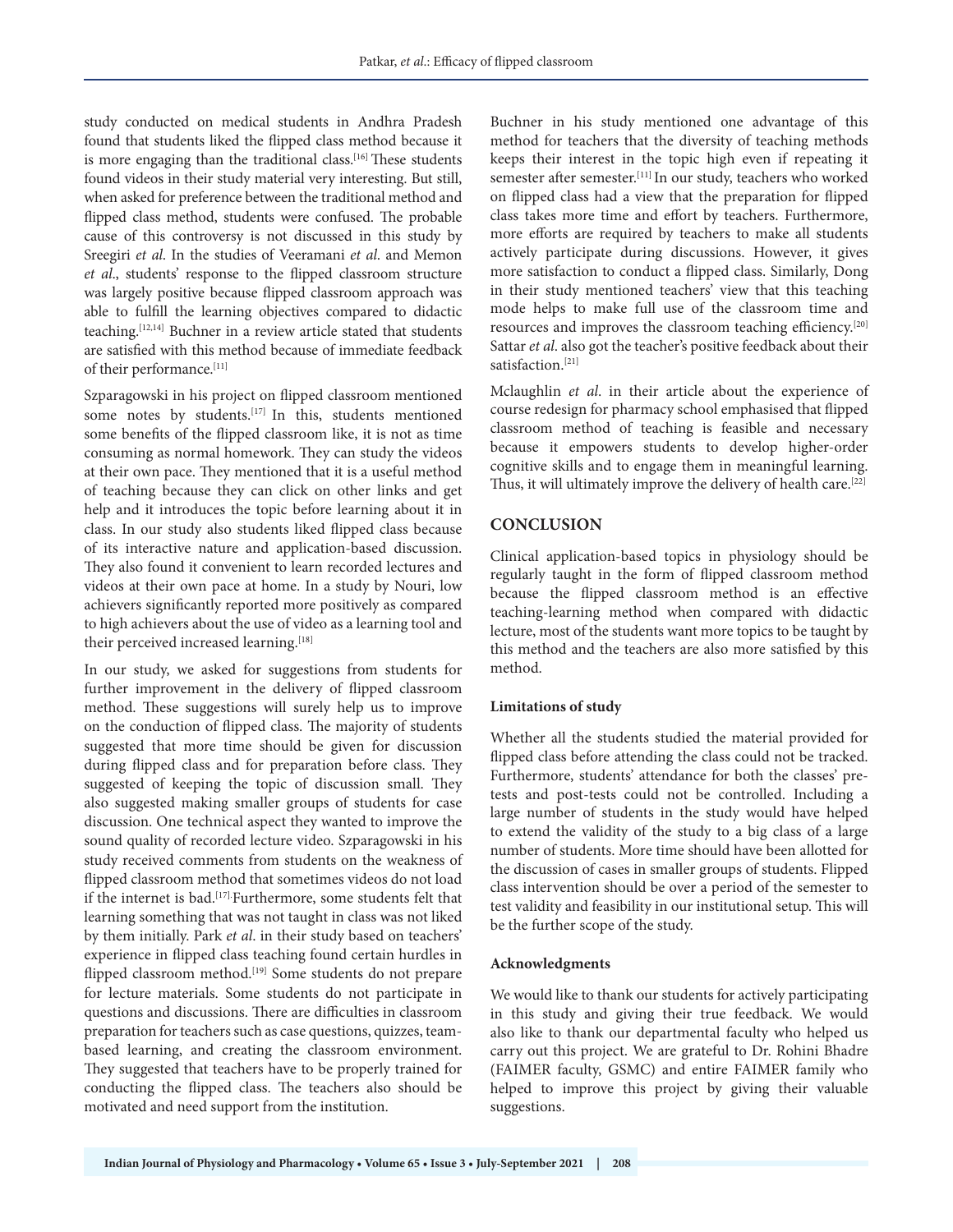study conducted on medical students in Andhra Pradesh found that students liked the flipped class method because it is more engaging than the traditional class.[16] These students found videos in their study material very interesting. But still, when asked for preference between the traditional method and flipped class method, students were confused. The probable cause of this controversy is not discussed in this study by Sreegiri *et al*. In the studies of Veeramani *et al*. and Memon *et al*., students' response to the flipped classroom structure was largely positive because flipped classroom approach was able to fulfill the learning objectives compared to didactic teaching.[12,14] Buchner in a review article stated that students are satisfied with this method because of immediate feedback of their performance.[11]

Szparagowski in his project on flipped classroom mentioned some notes by students.[17] In this, students mentioned some benefits of the flipped classroom like, it is not as time consuming as normal homework. They can study the videos at their own pace. They mentioned that it is a useful method of teaching because they can click on other links and get help and it introduces the topic before learning about it in class. In our study also students liked flipped class because of its interactive nature and application-based discussion. They also found it convenient to learn recorded lectures and videos at their own pace at home. In a study by Nouri, low achievers significantly reported more positively as compared to high achievers about the use of video as a learning tool and their perceived increased learning.[18]

In our study, we asked for suggestions from students for further improvement in the delivery of flipped classroom method. These suggestions will surely help us to improve on the conduction of flipped class. The majority of students suggested that more time should be given for discussion during flipped class and for preparation before class. They suggested of keeping the topic of discussion small. They also suggested making smaller groups of students for case discussion. One technical aspect they wanted to improve the sound quality of recorded lecture video. Szparagowski in his study received comments from students on the weakness of flipped classroom method that sometimes videos do not load if the internet is bad.[17] Furthermore, some students felt that learning something that was not taught in class was not liked by them initially. Park *et al*. in their study based on teachers' experience in flipped class teaching found certain hurdles in flipped classroom method.[19] Some students do not prepare for lecture materials. Some students do not participate in questions and discussions. There are difficulties in classroom preparation for teachers such as case questions, quizzes, team-based learning, and creating the classroom environment. They suggested that teachers have to be properly trained for conducting the flipped class. The teachers also should be motivated and need support from the institution.

Buchner in his study mentioned one advantage of this method for teachers that the diversity of teaching methods keeps their interest in the topic high even if repeating it semester after semester.[11] In our study, teachers who worked on flipped class had a view that the preparation for flipped class takes more time and effort by teachers. Furthermore, more efforts are required by teachers to make all students actively participate during discussions. However, it gives more satisfaction to conduct a flipped class. Similarly, Dong in their study mentioned teachers' view that this teaching mode helps to make full use of the classroom time and resources and improves the classroom teaching efficiency.[20] Sattar *et al*. also got the teacher's positive feedback about their satisfaction.[21]

Mclaughlin *et al*. in their article about the experience of course redesign for pharmacy school emphasised that flipped classroom method of teaching is feasible and necessary because it empowers students to develop higher-order cognitive skills and to engage them in meaningful learning. Thus, it will ultimately improve the delivery of health care.[22]

## CONCLUSION

Clinical application-based topics in physiology should be regularly taught in the form of flipped classroom method because the flipped classroom method is an effective teaching-learning method when compared with didactic lecture, most of the students want more topics to be taught by this method and the teachers are also more satisfied by this method.

### Limitations of study

Whether all the students studied the material provided for flipped class before attending the class could not be tracked. Furthermore, students' attendance for both the classes' pre-tests and post-tests could not be controlled. Including a large number of students in the study would have helped to extend the validity of the study to a big class of a large number of students. More time should have been allotted for the discussion of cases in smaller groups of students. Flipped class intervention should be over a period of the semester to test validity and feasibility in our institutional setup. This will be the further scope of the study.

### Acknowledgments

We would like to thank our students for actively participating in this study and giving their true feedback. We would also like to thank our departmental faculty who helped us carry out this project. We are grateful to Dr. Rohini Bhadre (FAIMER faculty, GSMC) and entire FAIMER family who helped to improve this project by giving their valuable suggestions.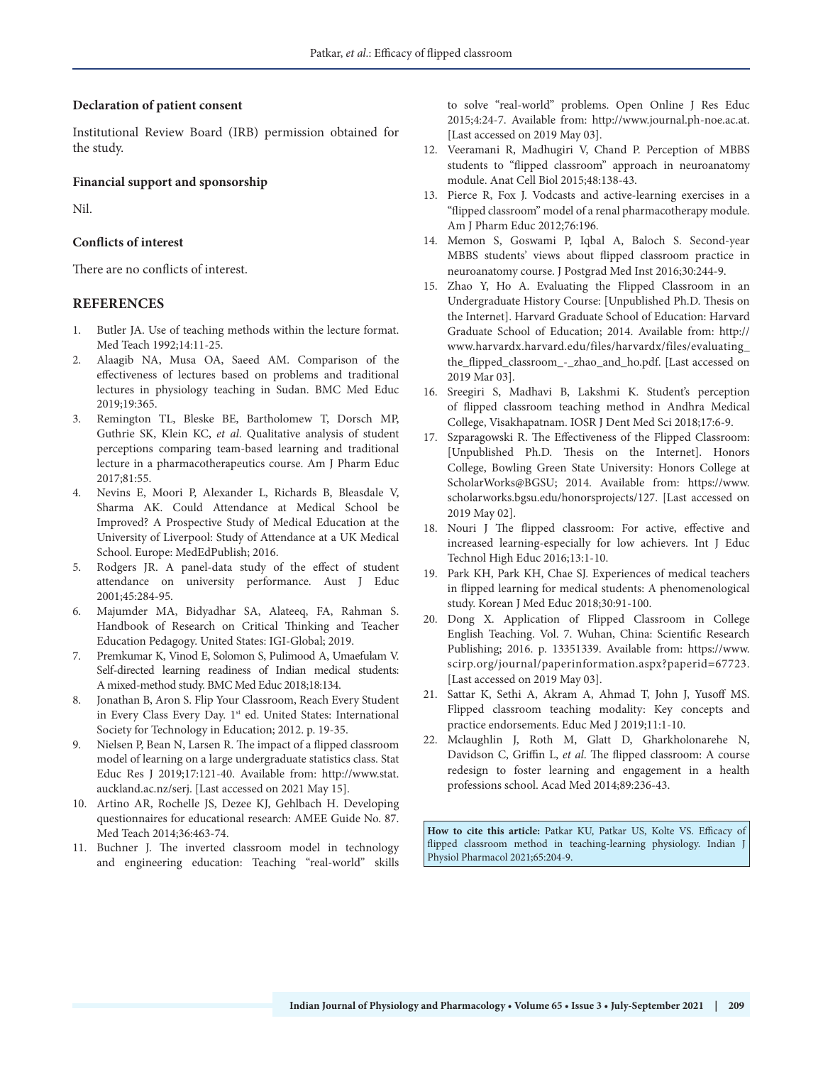**Declaration of patient consent**

Institutional Review Board (IRB) permission obtained for the study.

**Financial support and sponsorship**

Nil.

**Conflicts of interest**

There are no conflicts of interest.

## REFERENCES

1. Butler JA. Use of teaching methods within the lecture format. Med Teach 1992;14:11-25.
2. Alaagib NA, Musa OA, Saeed AM. Comparison of the effectiveness of lectures based on problems and traditional lectures in physiology teaching in Sudan. BMC Med Educ 2019;19:365.
3. Remington TL, Bleske BE, Bartholomew T, Dorsch MP, Guthrie SK, Klein KC, *et al*. Qualitative analysis of student perceptions comparing team-based learning and traditional lecture in a pharmacotherapeutics course. Am J Pharm Educ 2017;81:55.
4. Nevins E, Moori P, Alexander L, Richards B, Bleasdale V, Sharma AK. Could Attendance at Medical School be Improved? A Prospective Study of Medical Education at the University of Liverpool: Study of Attendance at a UK Medical School. Europe: MedEdPublish; 2016.
5. Rodgers JR. A panel-data study of the effect of student attendance on university performance. Aust J Educ 2001;45:284-95.
6. Majumder MA, Bidyadhar SA, Alateeq, FA, Rahman S. Handbook of Research on Critical Thinking and Teacher Education Pedagogy. United States: IGI-Global; 2019.
7. Premkumar K, Vinod E, Solomon S, Pulimood A, Umaefulam V. Self-directed learning readiness of Indian medical students: A mixed-method study. BMC Med Educ 2018;18:134.
8. Jonathan B, Aron S. Flip Your Classroom, Reach Every Student in Every Class Every Day. 1st ed. United States: International Society for Technology in Education; 2012. p. 19-35.
9. Nielsen P, Bean N, Larsen R. The impact of a flipped classroom model of learning on a large undergraduate statistics class. Stat Educ Res J 2019;17:121-40. Available from: http://www.stat.auckland.ac.nz/serj. [Last accessed on 2021 May 15].
10. Artino AR, Rochelle JS, Dezee KJ, Gehlbach H. Developing questionnaires for educational research: AMEE Guide No. 87. Med Teach 2014;36:463-74.
11. Buchner J. The inverted classroom model in technology and engineering education: Teaching "real-world" skills to solve "real-world" problems. Open Online J Res Educ 2015;4:24-7. Available from: http://www.journal.ph-noe.ac.at. [Last accessed on 2019 May 03].
12. Veeramani R, Madhugiri V, Chand P. Perception of MBBS students to "flipped classroom" approach in neuroanatomy module. Anat Cell Biol 2015;48:138-43.
13. Pierce R, Fox J. Vodcasts and active-learning exercises in a "flipped classroom" model of a renal pharmacotherapy module. Am J Pharm Educ 2012;76:196.
14. Memon S, Goswami P, Iqbal A, Baloch S. Second-year MBBS students' views about flipped classroom practice in neuroanatomy course. J Postgrad Med Inst 2016;30:244-9.
15. Zhao Y, Ho A. Evaluating the Flipped Classroom in an Undergraduate History Course: [Unpublished Ph.D. Thesis on the Internet]. Harvard Graduate School of Education: Harvard Graduate School of Education; 2014. Available from: http://www.harvardx.harvard.edu/files/harvardx/files/evaluating_the_flipped_classroom_-_zhao_and_ho.pdf. [Last accessed on 2019 Mar 03].
16. Sreegiri S, Madhavi B, Lakshmi K. Student's perception of flipped classroom teaching method in Andhra Medical College, Visakhapatnam. IOSR J Dent Med Sci 2018;17:6-9.
17. Szparagowski R. The Effectiveness of the Flipped Classroom: [Unpublished Ph.D. Thesis on the Internet]. Honors College, Bowling Green State University: Honors College at ScholarWorks@BGSU; 2014. Available from: https://www.scholarworks.bgsu.edu/honorsprojects/127. [Last accessed on 2019 May 02].
18. Nouri J The flipped classroom: For active, effective and increased learning-especially for low achievers. Int J Educ Technol High Educ 2016;13:1-10.
19. Park KH, Park KH, Chae SJ. Experiences of medical teachers in flipped learning for medical students: A phenomenological study. Korean J Med Educ 2018;30:91-100.
20. Dong X. Application of Flipped Classroom in College English Teaching. Vol. 7. Wuhan, China: Scientific Research Publishing; 2016. p. 13351339. Available from: https://www.scirp.org/journal/paperinformation.aspx?paperid=67723. [Last accessed on 2019 May 03].
21. Sattar K, Sethi A, Akram A, Ahmad T, John J, Yusoff MS. Flipped classroom teaching modality: Key concepts and practice endorsements. Educ Med J 2019;11:1-10.
22. Mclaughlin J, Roth M, Glatt D, Gharkholonarehe N, Davidson C, Griffin L, *et al*. The flipped classroom: A course redesign to foster learning and engagement in a health professions school. Acad Med 2014;89:236-43.

**How to cite this article:** Patkar KU, Patkar US, Kolte VS. Efficacy of flipped classroom method in teaching-learning physiology. Indian J Physiol Pharmacol 2021;65:204-9.